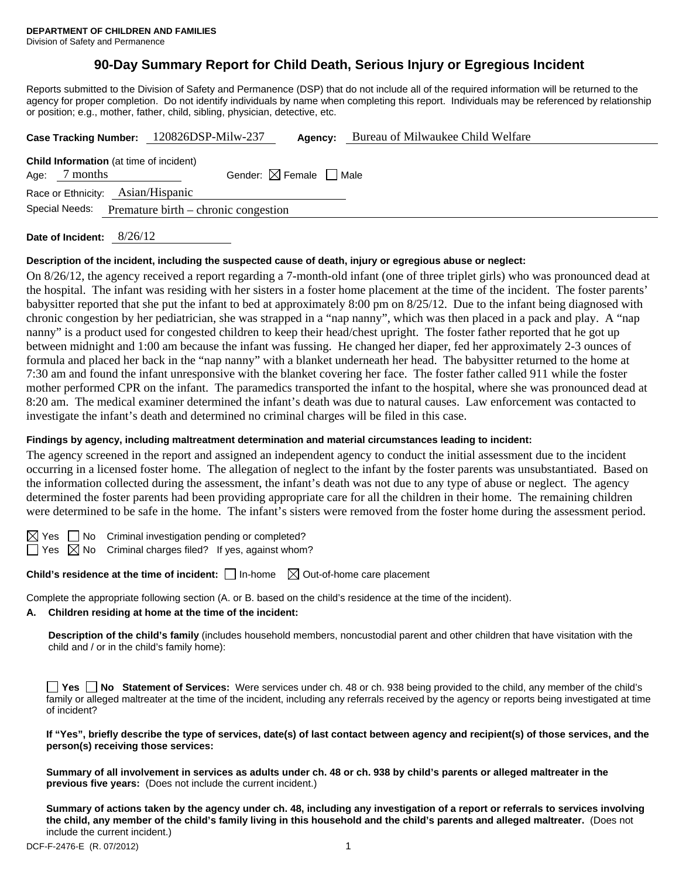**DEPARTMENT OF CHILDREN AND FAMILIES**
Division of Safety and Permanence

# 90-Day Summary Report for Child Death, Serious Injury or Egregious Incident

Reports submitted to the Division of Safety and Permanence (DSP) that do not include all of the required information will be returned to the agency for proper completion. Do not identify individuals by name when completing this report. Individuals may be referenced by relationship or position; e.g., mother, father, child, sibling, physician, detective, etc.

**Case Tracking Number:** 120826DSP-Milw-237 **Agency:** Bureau of Milwaukee Child Welfare

**Child Information** (at time of incident)
Age: 7 months Gender: ☒ Female ☐ Male
Race or Ethnicity: Asian/Hispanic
Special Needs: Premature birth – chronic congestion

**Date of Incident:** 8/26/12

**Description of the incident, including the suspected cause of death, injury or egregious abuse or neglect:**

On 8/26/12, the agency received a report regarding a 7-month-old infant (one of three triplet girls) who was pronounced dead at the hospital. The infant was residing with her sisters in a foster home placement at the time of the incident. The foster parents' babysitter reported that she put the infant to bed at approximately 8:00 pm on 8/25/12. Due to the infant being diagnosed with chronic congestion by her pediatrician, she was strapped in a "nap nanny", which was then placed in a pack and play. A "nap nanny" is a product used for congested children to keep their head/chest upright. The foster father reported that he got up between midnight and 1:00 am because the infant was fussing. He changed her diaper, fed her approximately 2-3 ounces of formula and placed her back in the "nap nanny" with a blanket underneath her head. The babysitter returned to the home at 7:30 am and found the infant unresponsive with the blanket covering her face. The foster father called 911 while the foster mother performed CPR on the infant. The paramedics transported the infant to the hospital, where she was pronounced dead at 8:20 am. The medical examiner determined the infant's death was due to natural causes. Law enforcement was contacted to investigate the infant's death and determined no criminal charges will be filed in this case.

**Findings by agency, including maltreatment determination and material circumstances leading to incident:**

The agency screened in the report and assigned an independent agency to conduct the initial assessment due to the incident occurring in a licensed foster home. The allegation of neglect to the infant by the foster parents was unsubstantiated. Based on the information collected during the assessment, the infant's death was not due to any type of abuse or neglect. The agency determined the foster parents had been providing appropriate care for all the children in their home. The remaining children were determined to be safe in the home. The infant's sisters were removed from the foster home during the assessment period.

☒ Yes ☐ No Criminal investigation pending or completed?
☐ Yes ☒ No Criminal charges filed? If yes, against whom?

**Child's residence at the time of incident:** ☐ In-home ☒ Out-of-home care placement

Complete the appropriate following section (A. or B. based on the child's residence at the time of the incident).

**A. Children residing at home at the time of the incident:**

**Description of the child's family** (includes household members, noncustodial parent and other children that have visitation with the child and / or in the child's family home):

☐ **Yes** ☐ **No Statement of Services:** Were services under ch. 48 or ch. 938 being provided to the child, any member of the child's family or alleged maltreater at the time of the incident, including any referrals received by the agency or reports being investigated at time of incident?

**If "Yes", briefly describe the type of services, date(s) of last contact between agency and recipient(s) of those services, and the person(s) receiving those services:**

**Summary of all involvement in services as adults under ch. 48 or ch. 938 by child's parents or alleged maltreater in the previous five years:** (Does not include the current incident.)

**Summary of actions taken by the agency under ch. 48, including any investigation of a report or referrals to services involving the child, any member of the child's family living in this household and the child's parents and alleged maltreater.** (Does not include the current incident.)

DCF-F-2476-E (R. 07/2012)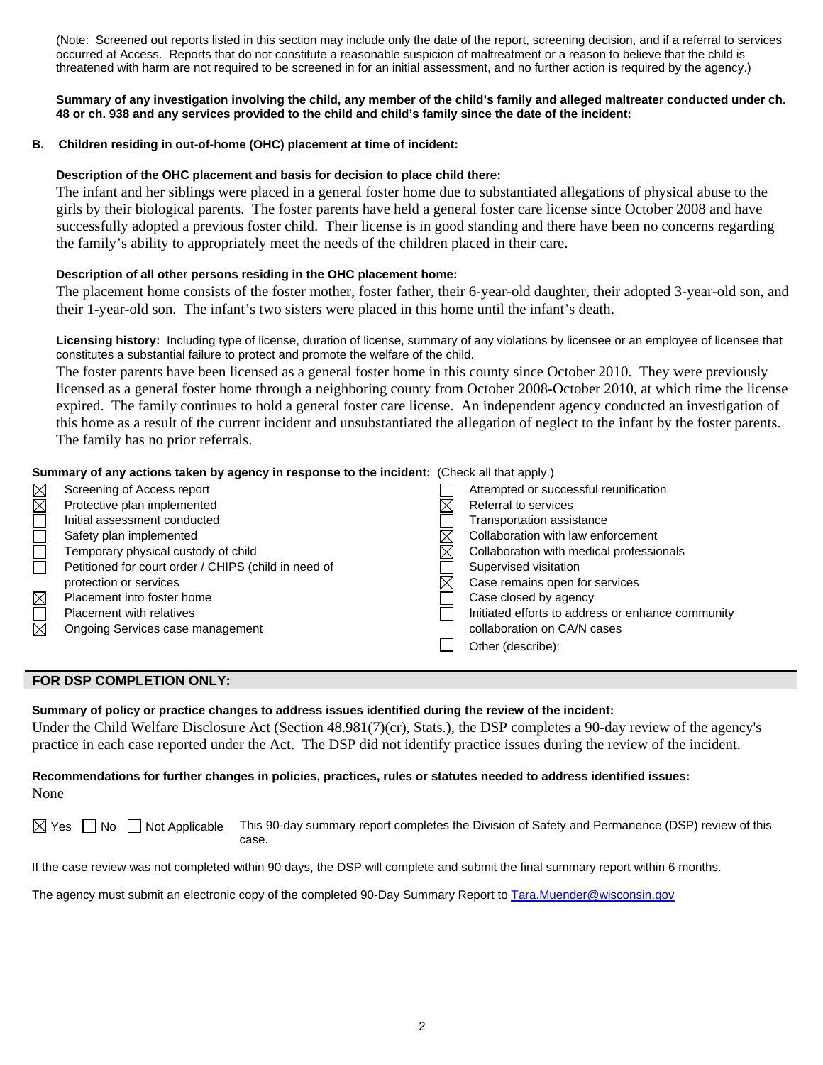(Note: Screened out reports listed in this section may include only the date of the report, screening decision, and if a referral to services occurred at Access. Reports that do not constitute a reasonable suspicion of maltreatment or a reason to believe that the child is threatened with harm are not required to be screened in for an initial assessment, and no further action is required by the agency.)

**Summary of any investigation involving the child, any member of the child's family and alleged maltreater conducted under ch. 48 or ch. 938 and any services provided to the child and child's family since the date of the incident:**

**B. Children residing in out-of-home (OHC) placement at time of incident:**

**Description of the OHC placement and basis for decision to place child there:**

The infant and her siblings were placed in a general foster home due to substantiated allegations of physical abuse to the girls by their biological parents. The foster parents have held a general foster care license since October 2008 and have successfully adopted a previous foster child. Their license is in good standing and there have been no concerns regarding the family's ability to appropriately meet the needs of the children placed in their care.

**Description of all other persons residing in the OHC placement home:**

The placement home consists of the foster mother, foster father, their 6-year-old daughter, their adopted 3-year-old son, and their 1-year-old son. The infant's two sisters were placed in this home until the infant's death.

**Licensing history:** Including type of license, duration of license, summary of any violations by licensee or an employee of licensee that constitutes a substantial failure to protect and promote the welfare of the child.

The foster parents have been licensed as a general foster home in this county since October 2010. They were previously licensed as a general foster home through a neighboring county from October 2008-October 2010, at which time the license expired. The family continues to hold a general foster care license. An independent agency conducted an investigation of this home as a result of the current incident and unsubstantiated the allegation of neglect to the infant by the foster parents. The family has no prior referrals.

**Summary of any actions taken by agency in response to the incident:** (Check all that apply.)

- ☒ Screening of Access report
- ☒ Protective plan implemented
- ☐ Initial assessment conducted
- ☐ Safety plan implemented
- ☐ Temporary physical custody of child
- ☐ Petitioned for court order / CHIPS (child in need of protection or services
- ☒ Placement into foster home
- ☐ Placement with relatives
- ☒ Ongoing Services case management
- ☐ Attempted or successful reunification
- ☒ Referral to services
- ☐ Transportation assistance
- ☒ Collaboration with law enforcement
- ☒ Collaboration with medical professionals
- ☐ Supervised visitation
- ☒ Case remains open for services
- ☐ Case closed by agency
- ☐ Initiated efforts to address or enhance community collaboration on CA/N cases
- ☐ Other (describe):

## FOR DSP COMPLETION ONLY:

**Summary of policy or practice changes to address issues identified during the review of the incident:**

Under the Child Welfare Disclosure Act (Section 48.981(7)(cr), Stats.), the DSP completes a 90-day review of the agency's practice in each case reported under the Act. The DSP did not identify practice issues during the review of the incident.

**Recommendations for further changes in policies, practices, rules or statutes needed to address identified issues:**

None

☒ Yes ☐ No ☐ Not Applicable This 90-day summary report completes the Division of Safety and Permanence (DSP) review of this case.

If the case review was not completed within 90 days, the DSP will complete and submit the final summary report within 6 months.

The agency must submit an electronic copy of the completed 90-Day Summary Report to Tara.Muender@wisconsin.gov